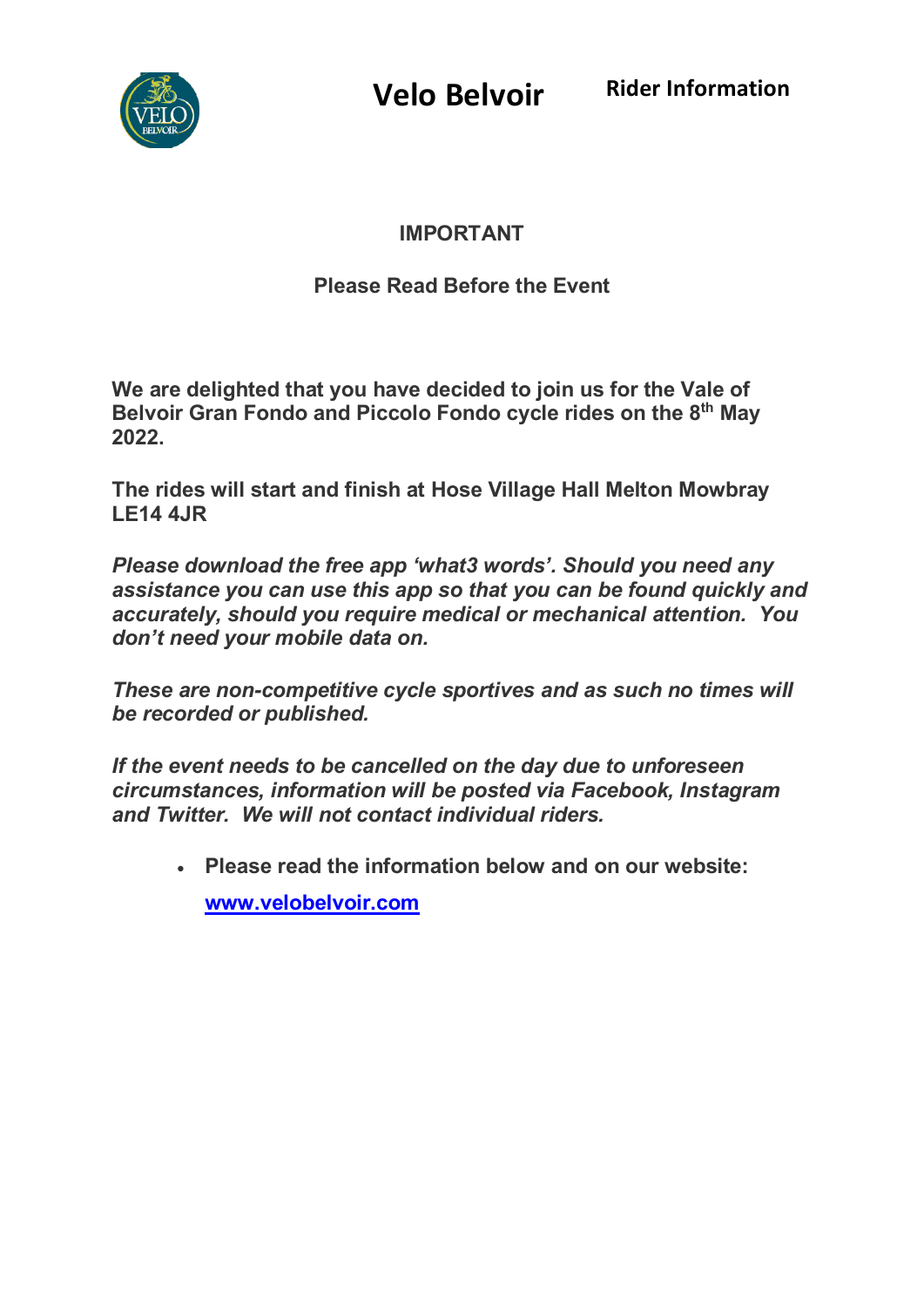# Velo Belvoir

**Rider Information**

## IMPORTANT

### Please Read Before the Event

**We are delighted that you have decided to join us for the Vale of Belvoir Gran Fondo and Piccolo Fondo cycle rides on the 8th May 2022.**

**The rides will start and finish at Hose Village Hall Melton Mowbray LE14 4JR**

***Please download the free app 'what3 words'. Should you need any assistance you can use this app so that you can be found quickly and accurately, should you require medical or mechanical attention. You don't need your mobile data on.***

***These are non-competitive cycle sportives and as such no times will be recorded or published.***

***If the event needs to be cancelled on the day due to unforeseen circumstances, information will be posted via Facebook, Instagram and Twitter. We will not contact individual riders.***

- **Please read the information below and on our website:**

  **www.velobelvoir.com**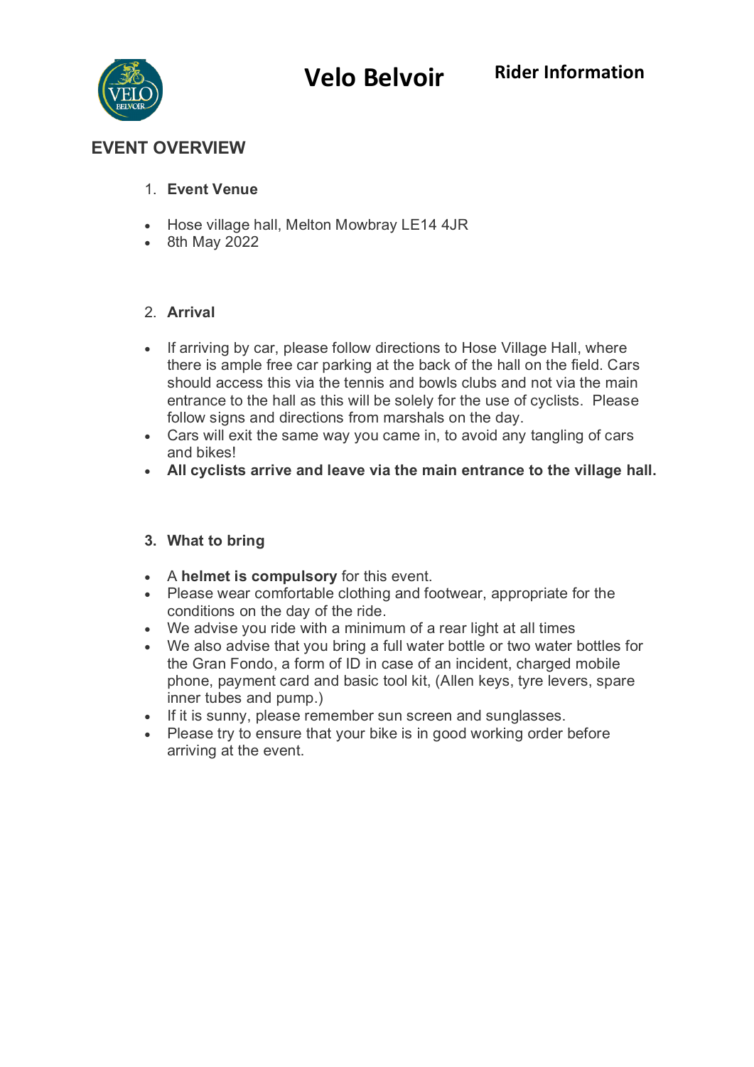# Velo Belvoir

**Rider Information**

## EVENT OVERVIEW

1. **Event Venue**

- Hose village hall, Melton Mowbray LE14 4JR
- 8th May 2022

2. **Arrival**

- If arriving by car, please follow directions to Hose Village Hall, where there is ample free car parking at the back of the hall on the field. Cars should access this via the tennis and bowls clubs and not via the main entrance to the hall as this will be solely for the use of cyclists. Please follow signs and directions from marshals on the day.
- Cars will exit the same way you came in, to avoid any tangling of cars and bikes!
- **All cyclists arrive and leave via the main entrance to the village hall.**

3. **What to bring**

- A **helmet is compulsory** for this event.
- Please wear comfortable clothing and footwear, appropriate for the conditions on the day of the ride.
- We advise you ride with a minimum of a rear light at all times
- We also advise that you bring a full water bottle or two water bottles for the Gran Fondo, a form of ID in case of an incident, charged mobile phone, payment card and basic tool kit, (Allen keys, tyre levers, spare inner tubes and pump.)
- If it is sunny, please remember sun screen and sunglasses.
- Please try to ensure that your bike is in good working order before arriving at the event.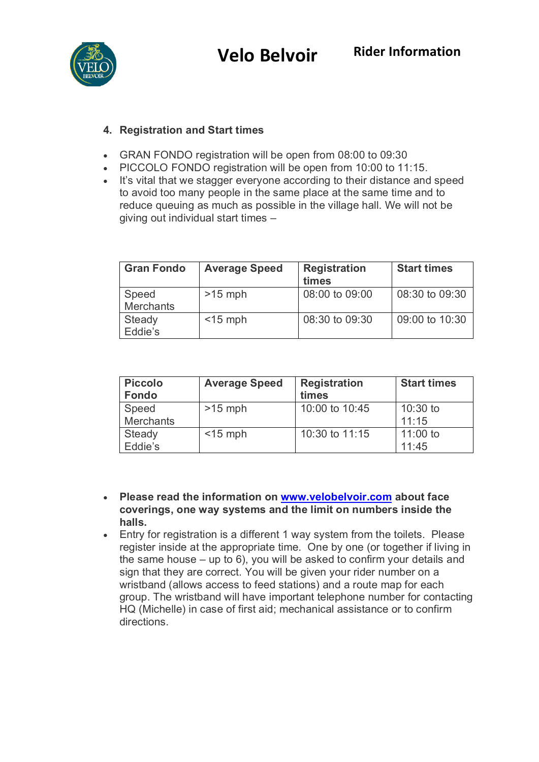## 4. Registration and Start times

- GRAN FONDO registration will be open from 08:00 to 09:30
- PICCOLO FONDO registration will be open from 10:00 to 11:15.
- It's vital that we stagger everyone according to their distance and speed to avoid too many people in the same place at the same time and to reduce queuing as much as possible in the village hall. We will not be giving out individual start times –

| Gran Fondo | Average Speed | Registration times | Start times |
|---|---|---|---|
| Speed Merchants | >15 mph | 08:00 to 09:00 | 08:30 to 09:30 |
| Steady Eddie's | <15 mph | 08:30 to 09:30 | 09:00 to 10:30 |

| Piccolo Fondo | Average Speed | Registration times | Start times |
|---|---|---|---|
| Speed Merchants | >15 mph | 10:00 to 10:45 | 10:30 to 11:15 |
| Steady Eddie's | <15 mph | 10:30 to 11:15 | 11:00 to 11:45 |

- **Please read the information on [www.velobelvoir.com](http://www.velobelvoir.com) about face coverings, one way systems and the limit on numbers inside the halls.**
- Entry for registration is a different 1 way system from the toilets. Please register inside at the appropriate time. One by one (or together if living in the same house – up to 6), you will be asked to confirm your details and sign that they are correct. You will be given your rider number on a wristband (allows access to feed stations) and a route map for each group. The wristband will have important telephone number for contacting HQ (Michelle) in case of first aid; mechanical assistance or to confirm directions.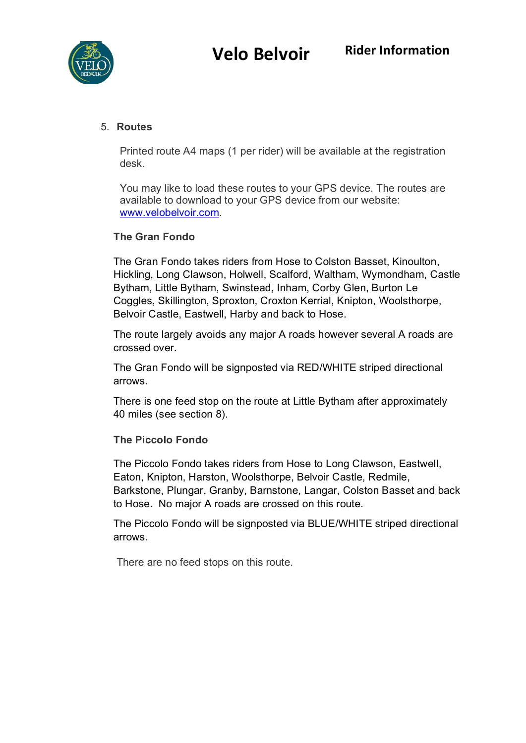5. **Routes**

   Printed route A4 maps (1 per rider) will be available at the registration desk.

   You may like to load these routes to your GPS device. The routes are available to download to your GPS device from our website: [www.velobelvoir.com](www.velobelvoir.com).

**The Gran Fondo**

The Gran Fondo takes riders from Hose to Colston Basset, Kinoulton, Hickling, Long Clawson, Holwell, Scalford, Waltham, Wymondham, Castle Bytham, Little Bytham, Swinstead, Inham, Corby Glen, Burton Le Coggles, Skillington, Sproxton, Croxton Kerrial, Knipton, Woolsthorpe, Belvoir Castle, Eastwell, Harby and back to Hose.

The route largely avoids any major A roads however several A roads are crossed over.

The Gran Fondo will be signposted via RED/WHITE striped directional arrows.

There is one feed stop on the route at Little Bytham after approximately 40 miles (see section 8).

**The Piccolo Fondo**

The Piccolo Fondo takes riders from Hose to Long Clawson, Eastwell, Eaton, Knipton, Harston, Woolsthorpe, Belvoir Castle, Redmile, Barkstone, Plungar, Granby, Barnstone, Langar, Colston Basset and back to Hose. No major A roads are crossed on this route.

The Piccolo Fondo will be signposted via BLUE/WHITE striped directional arrows.

There are no feed stops on this route.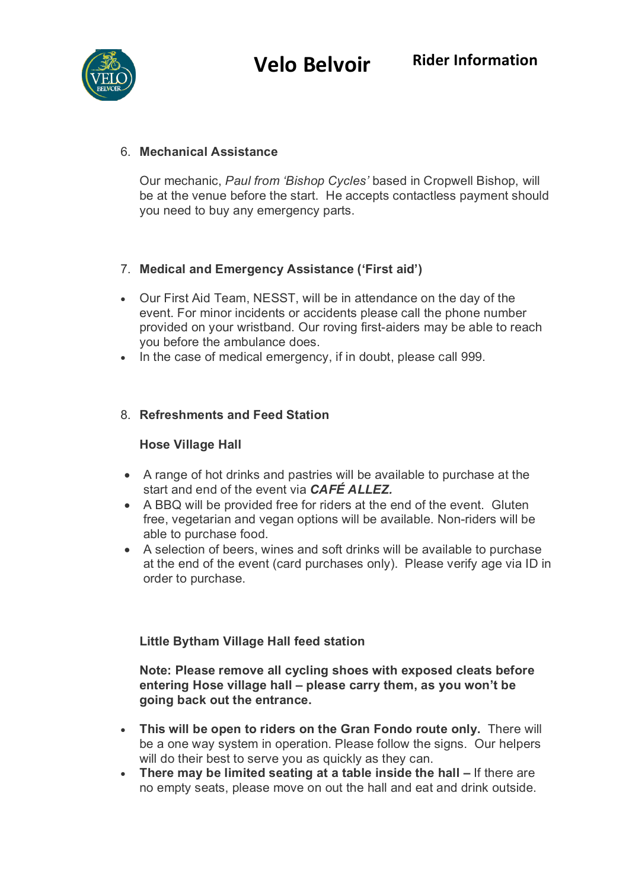6. **Mechanical Assistance**

   Our mechanic, *Paul from 'Bishop Cycles'* based in Cropwell Bishop, will be at the venue before the start. He accepts contactless payment should you need to buy any emergency parts.

7. **Medical and Emergency Assistance ('First aid')**

- Our First Aid Team, NESST, will be in attendance on the day of the event. For minor incidents or accidents please call the phone number provided on your wristband. Our roving first-aiders may be able to reach you before the ambulance does.
- In the case of medical emergency, if in doubt, please call 999.

8. **Refreshments and Feed Station**

   **Hose Village Hall**

- A range of hot drinks and pastries will be available to purchase at the start and end of the event via ***CAFÉ ALLEZ.***
- A BBQ will be provided free for riders at the end of the event. Gluten free, vegetarian and vegan options will be available. Non-riders will be able to purchase food.
- A selection of beers, wines and soft drinks will be available to purchase at the end of the event (card purchases only). Please verify age via ID in order to purchase.

**Little Bytham Village Hall feed station**

**Note: Please remove all cycling shoes with exposed cleats before entering Hose village hall – please carry them, as you won't be going back out the entrance.**

- **This will be open to riders on the Gran Fondo route only.** There will be a one way system in operation. Please follow the signs. Our helpers will do their best to serve you as quickly as they can.
- **There may be limited seating at a table inside the hall –** If there are no empty seats, please move on out the hall and eat and drink outside.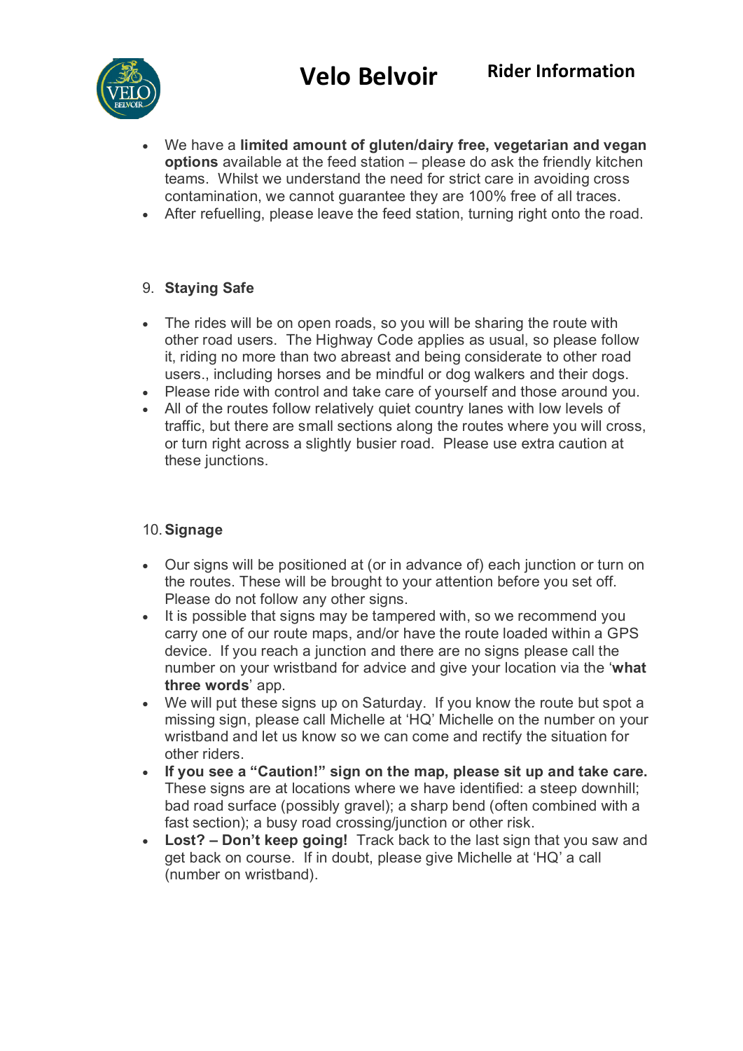- We have a **limited amount of gluten/dairy free, vegetarian and vegan options** available at the feed station – please do ask the friendly kitchen teams. Whilst we understand the need for strict care in avoiding cross contamination, we cannot guarantee they are 100% free of all traces.
- After refuelling, please leave the feed station, turning right onto the road.

9. **Staying Safe**

- The rides will be on open roads, so you will be sharing the route with other road users. The Highway Code applies as usual, so please follow it, riding no more than two abreast and being considerate to other road users., including horses and be mindful or dog walkers and their dogs.
- Please ride with control and take care of yourself and those around you.
- All of the routes follow relatively quiet country lanes with low levels of traffic, but there are small sections along the routes where you will cross, or turn right across a slightly busier road. Please use extra caution at these junctions.

10. **Signage**

- Our signs will be positioned at (or in advance of) each junction or turn on the routes. These will be brought to your attention before you set off. Please do not follow any other signs.
- It is possible that signs may be tampered with, so we recommend you carry one of our route maps, and/or have the route loaded within a GPS device. If you reach a junction and there are no signs please call the number on your wristband for advice and give your location via the '**what three words**' app.
- We will put these signs up on Saturday. If you know the route but spot a missing sign, please call Michelle at 'HQ' Michelle on the number on your wristband and let us know so we can come and rectify the situation for other riders.
- **If you see a "Caution!" sign on the map, please sit up and take care.** These signs are at locations where we have identified: a steep downhill; bad road surface (possibly gravel); a sharp bend (often combined with a fast section); a busy road crossing/junction or other risk.
- **Lost? – Don't keep going!** Track back to the last sign that you saw and get back on course. If in doubt, please give Michelle at 'HQ' a call (number on wristband).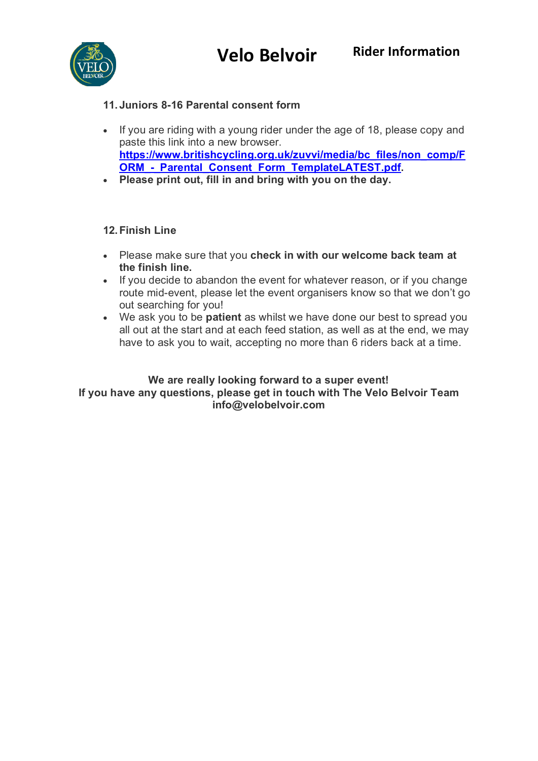## 11. Juniors 8-16 Parental consent form

- If you are riding with a young rider under the age of 18, please copy and paste this link into a new browser. **https://www.britishcycling.org.uk/zuvvi/media/bc_files/non_comp/FORM_-_Parental_Consent_Form_TemplateLATEST.pdf**.
- **Please print out, fill in and bring with you on the day.**

## 12. Finish Line

- Please make sure that you **check in with our welcome back team at the finish line.**
- If you decide to abandon the event for whatever reason, or if you change route mid-event, please let the event organisers know so that we don't go out searching for you!
- We ask you to be **patient** as whilst we have done our best to spread you all out at the start and at each feed station, as well as at the end, we may have to ask you to wait, accepting no more than 6 riders back at a time.

**We are really looking forward to a super event!**
**If you have any questions, please get in touch with The Velo Belvoir Team**
**info@velobelvoir.com**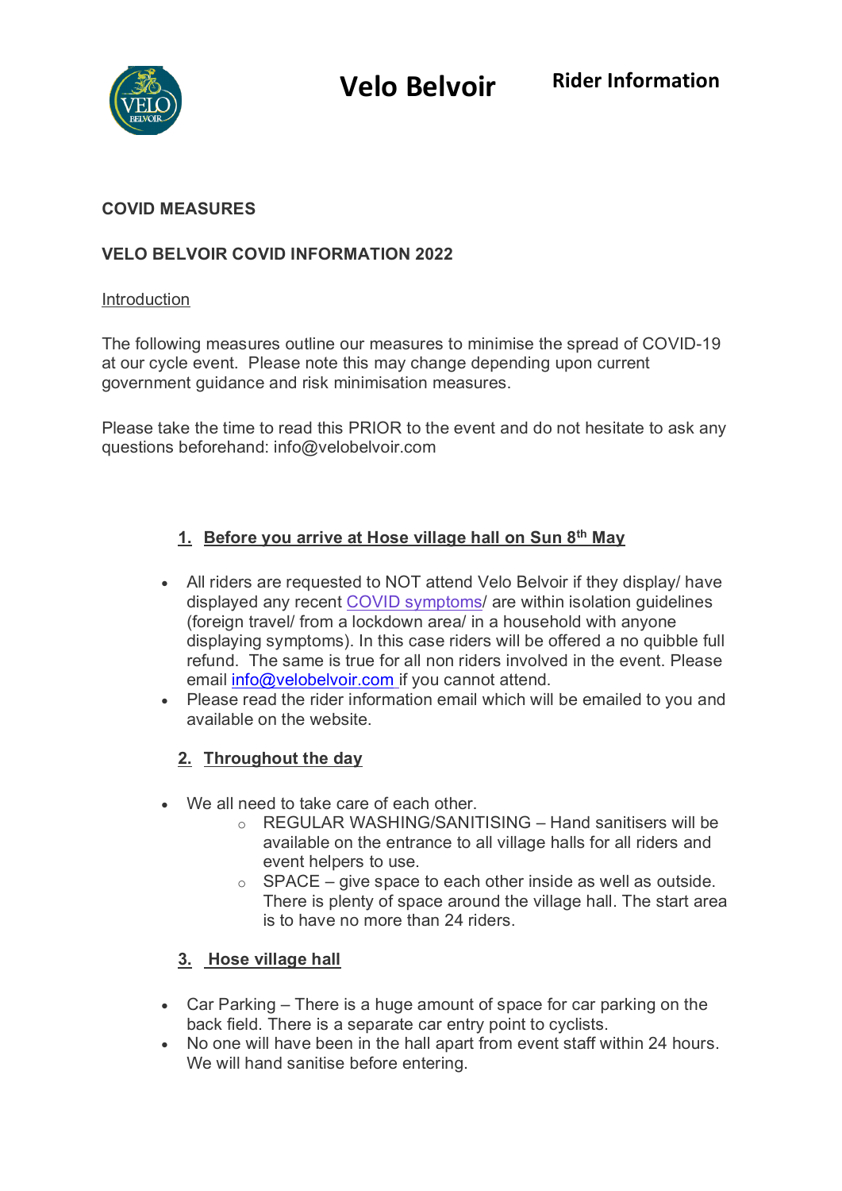# Velo Belvoir

## Rider Information

**COVID MEASURES**

**VELO BELVOIR COVID INFORMATION 2022**

Introduction

The following measures outline our measures to minimise the spread of COVID-19 at our cycle event. Please note this may change depending upon current government guidance and risk minimisation measures.

Please take the time to read this PRIOR to the event and do not hesitate to ask any questions beforehand: info@velobelvoir.com

### 1. Before you arrive at Hose village hall on Sun 8th May

- All riders are requested to NOT attend Velo Belvoir if they display/ have displayed any recent COVID symptoms/ are within isolation guidelines (foreign travel/ from a lockdown area/ in a household with anyone displaying symptoms). In this case riders will be offered a no quibble full refund. The same is true for all non riders involved in the event. Please email info@velobelvoir.com if you cannot attend.
- Please read the rider information email which will be emailed to you and available on the website.

### 2. Throughout the day

- We all need to take care of each other.
  - REGULAR WASHING/SANITISING – Hand sanitisers will be available on the entrance to all village halls for all riders and event helpers to use.
  - SPACE – give space to each other inside as well as outside. There is plenty of space around the village hall. The start area is to have no more than 24 riders.

### 3. Hose village hall

- Car Parking – There is a huge amount of space for car parking on the back field. There is a separate car entry point to cyclists.
- No one will have been in the hall apart from event staff within 24 hours. We will hand sanitise before entering.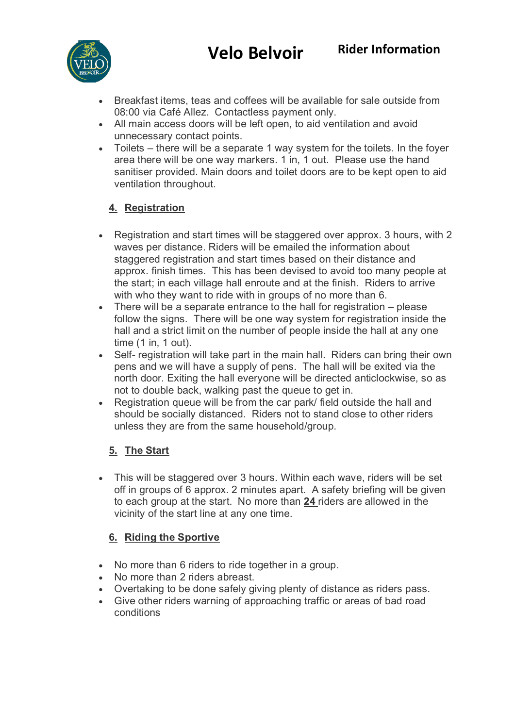- Breakfast items, teas and coffees will be available for sale outside from 08:00 via Café Allez. Contactless payment only.
- All main access doors will be left open, to aid ventilation and avoid unnecessary contact points.
- Toilets – there will be a separate 1 way system for the toilets. In the foyer area there will be one way markers. 1 in, 1 out. Please use the hand sanitiser provided. Main doors and toilet doors are to be kept open to aid ventilation throughout.

## 4. Registration

- Registration and start times will be staggered over approx. 3 hours, with 2 waves per distance. Riders will be emailed the information about staggered registration and start times based on their distance and approx. finish times. This has been devised to avoid too many people at the start; in each village hall enroute and at the finish. Riders to arrive with who they want to ride with in groups of no more than 6.
- There will be a separate entrance to the hall for registration – please follow the signs. There will be one way system for registration inside the hall and a strict limit on the number of people inside the hall at any one time (1 in, 1 out).
- Self- registration will take part in the main hall. Riders can bring their own pens and we will have a supply of pens. The hall will be exited via the north door. Exiting the hall everyone will be directed anticlockwise, so as not to double back, walking past the queue to get in.
- Registration queue will be from the car park/ field outside the hall and should be socially distanced. Riders not to stand close to other riders unless they are from the same household/group.

## 5. The Start

- This will be staggered over 3 hours. Within each wave, riders will be set off in groups of 6 approx. 2 minutes apart. A safety briefing will be given to each group at the start. No more than **24** riders are allowed in the vicinity of the start line at any one time.

## 6. Riding the Sportive

- No more than 6 riders to ride together in a group.
- No more than 2 riders abreast.
- Overtaking to be done safely giving plenty of distance as riders pass.
- Give other riders warning of approaching traffic or areas of bad road conditions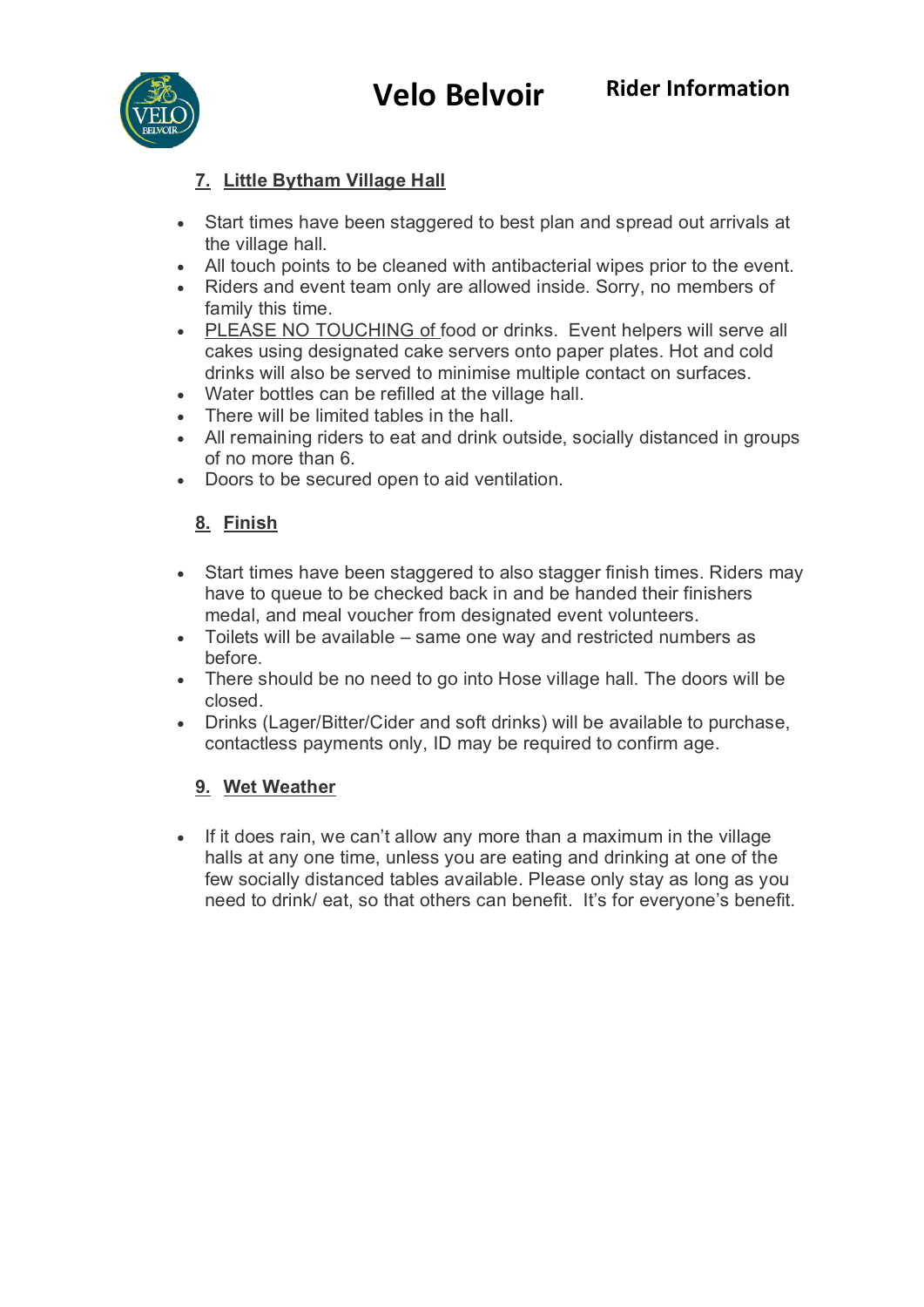## 7. Little Bytham Village Hall

- Start times have been staggered to best plan and spread out arrivals at the village hall.
- All touch points to be cleaned with antibacterial wipes prior to the event.
- Riders and event team only are allowed inside. Sorry, no members of family this time.
- PLEASE NO TOUCHING of food or drinks. Event helpers will serve all cakes using designated cake servers onto paper plates. Hot and cold drinks will also be served to minimise multiple contact on surfaces.
- Water bottles can be refilled at the village hall.
- There will be limited tables in the hall.
- All remaining riders to eat and drink outside, socially distanced in groups of no more than 6.
- Doors to be secured open to aid ventilation.

## 8. Finish

- Start times have been staggered to also stagger finish times. Riders may have to queue to be checked back in and be handed their finishers medal, and meal voucher from designated event volunteers.
- Toilets will be available – same one way and restricted numbers as before.
- There should be no need to go into Hose village hall. The doors will be closed.
- Drinks (Lager/Bitter/Cider and soft drinks) will be available to purchase, contactless payments only, ID may be required to confirm age.

## 9. Wet Weather

- If it does rain, we can't allow any more than a maximum in the village halls at any one time, unless you are eating and drinking at one of the few socially distanced tables available. Please only stay as long as you need to drink/ eat, so that others can benefit. It's for everyone's benefit.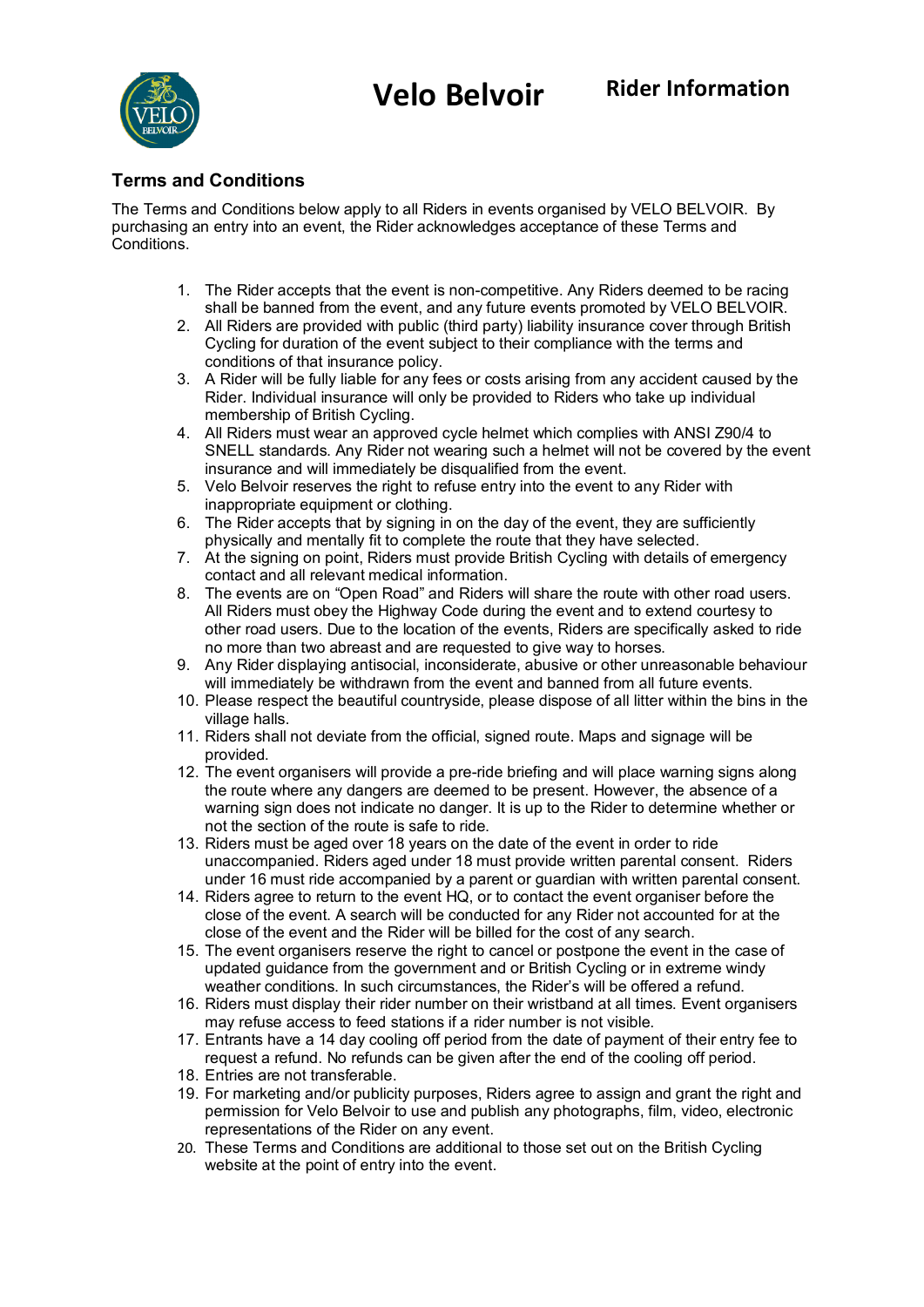# Velo Belvoir

**Rider Information**

## Terms and Conditions

The Terms and Conditions below apply to all Riders in events organised by VELO BELVOIR. By purchasing an entry into an event, the Rider acknowledges acceptance of these Terms and Conditions.

1. The Rider accepts that the event is non-competitive. Any Riders deemed to be racing shall be banned from the event, and any future events promoted by VELO BELVOIR.
2. All Riders are provided with public (third party) liability insurance cover through British Cycling for duration of the event subject to their compliance with the terms and conditions of that insurance policy.
3. A Rider will be fully liable for any fees or costs arising from any accident caused by the Rider. Individual insurance will only be provided to Riders who take up individual membership of British Cycling.
4. All Riders must wear an approved cycle helmet which complies with ANSI Z90/4 to SNELL standards. Any Rider not wearing such a helmet will not be covered by the event insurance and will immediately be disqualified from the event.
5. Velo Belvoir reserves the right to refuse entry into the event to any Rider with inappropriate equipment or clothing.
6. The Rider accepts that by signing in on the day of the event, they are sufficiently physically and mentally fit to complete the route that they have selected.
7. At the signing on point, Riders must provide British Cycling with details of emergency contact and all relevant medical information.
8. The events are on "Open Road" and Riders will share the route with other road users. All Riders must obey the Highway Code during the event and to extend courtesy to other road users. Due to the location of the events, Riders are specifically asked to ride no more than two abreast and are requested to give way to horses.
9. Any Rider displaying antisocial, inconsiderate, abusive or other unreasonable behaviour will immediately be withdrawn from the event and banned from all future events.
10. Please respect the beautiful countryside, please dispose of all litter within the bins in the village halls.
11. Riders shall not deviate from the official, signed route. Maps and signage will be provided.
12. The event organisers will provide a pre-ride briefing and will place warning signs along the route where any dangers are deemed to be present. However, the absence of a warning sign does not indicate no danger. It is up to the Rider to determine whether or not the section of the route is safe to ride.
13. Riders must be aged over 18 years on the date of the event in order to ride unaccompanied. Riders aged under 18 must provide written parental consent. Riders under 16 must ride accompanied by a parent or guardian with written parental consent.
14. Riders agree to return to the event HQ, or to contact the event organiser before the close of the event. A search will be conducted for any Rider not accounted for at the close of the event and the Rider will be billed for the cost of any search.
15. The event organisers reserve the right to cancel or postpone the event in the case of updated guidance from the government and or British Cycling or in extreme windy weather conditions. In such circumstances, the Rider's will be offered a refund.
16. Riders must display their rider number on their wristband at all times. Event organisers may refuse access to feed stations if a rider number is not visible.
17. Entrants have a 14 day cooling off period from the date of payment of their entry fee to request a refund. No refunds can be given after the end of the cooling off period.
18. Entries are not transferable.
19. For marketing and/or publicity purposes, Riders agree to assign and grant the right and permission for Velo Belvoir to use and publish any photographs, film, video, electronic representations of the Rider on any event.
20. These Terms and Conditions are additional to those set out on the British Cycling website at the point of entry into the event.